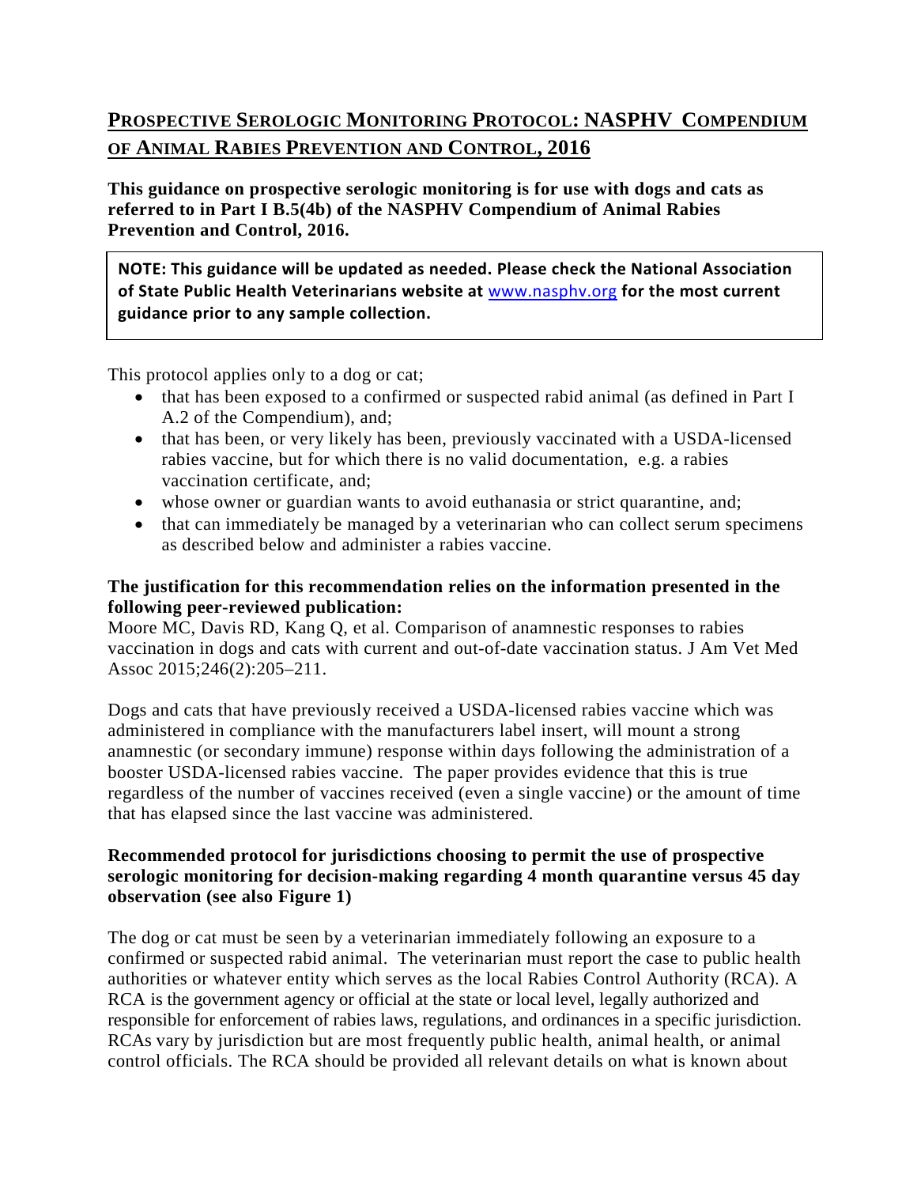# PROSPECTIVE SEROLOGIC MONITORING PROTOCOL: NASPHV COMPENDIUM OF ANIMAL RABIES PREVENTION AND CONTROL, 2016

**This guidance on prospective serologic monitoring is for use with dogs and cats as referred to in Part I B.5(4b) of the NASPHV Compendium of Animal Rabies Prevention and Control, 2016.**

> **NOTE: This guidance will be updated as needed. Please check the National Association of State Public Health Veterinarians website at www.nasphv.org for the most current guidance prior to any sample collection.**

This protocol applies only to a dog or cat;

- that has been exposed to a confirmed or suspected rabid animal (as defined in Part I A.2 of the Compendium), and;
- that has been, or very likely has been, previously vaccinated with a USDA-licensed rabies vaccine, but for which there is no valid documentation, e.g. a rabies vaccination certificate, and;
- whose owner or guardian wants to avoid euthanasia or strict quarantine, and;
- that can immediately be managed by a veterinarian who can collect serum specimens as described below and administer a rabies vaccine.

**The justification for this recommendation relies on the information presented in the following peer-reviewed publication:**

Moore MC, Davis RD, Kang Q, et al. Comparison of anamnestic responses to rabies vaccination in dogs and cats with current and out-of-date vaccination status. J Am Vet Med Assoc 2015;246(2):205–211.

Dogs and cats that have previously received a USDA-licensed rabies vaccine which was administered in compliance with the manufacturers label insert, will mount a strong anamnestic (or secondary immune) response within days following the administration of a booster USDA-licensed rabies vaccine. The paper provides evidence that this is true regardless of the number of vaccines received (even a single vaccine) or the amount of time that has elapsed since the last vaccine was administered.

**Recommended protocol for jurisdictions choosing to permit the use of prospective serologic monitoring for decision-making regarding 4 month quarantine versus 45 day observation (see also Figure 1)**

The dog or cat must be seen by a veterinarian immediately following an exposure to a confirmed or suspected rabid animal. The veterinarian must report the case to public health authorities or whatever entity which serves as the local Rabies Control Authority (RCA). A RCA is the government agency or official at the state or local level, legally authorized and responsible for enforcement of rabies laws, regulations, and ordinances in a specific jurisdiction. RCAs vary by jurisdiction but are most frequently public health, animal health, or animal control officials. The RCA should be provided all relevant details on what is known about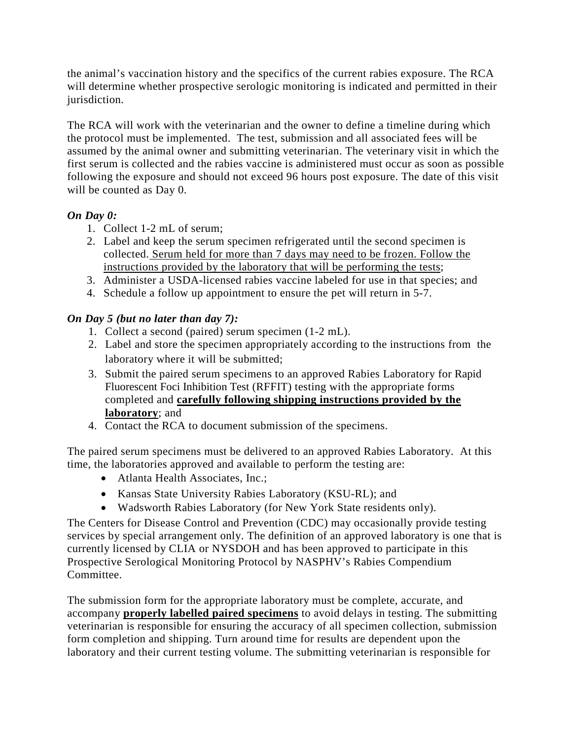the animal's vaccination history and the specifics of the current rabies exposure. The RCA will determine whether prospective serologic monitoring is indicated and permitted in their jurisdiction.

The RCA will work with the veterinarian and the owner to define a timeline during which the protocol must be implemented. The test, submission and all associated fees will be assumed by the animal owner and submitting veterinarian. The veterinary visit in which the first serum is collected and the rabies vaccine is administered must occur as soon as possible following the exposure and should not exceed 96 hours post exposure. The date of this visit will be counted as Day 0.

***On Day 0:***

1. Collect 1-2 mL of serum;
2. Label and keep the serum specimen refrigerated until the second specimen is collected. <u>Serum held for more than 7 days may need to be frozen. Follow the instructions provided by the laboratory that will be performing the tests</u>;
3. Administer a USDA-licensed rabies vaccine labeled for use in that species; and
4. Schedule a follow up appointment to ensure the pet will return in 5-7.

***On Day 5 (but no later than day 7):***

1. Collect a second (paired) serum specimen (1-2 mL).
2. Label and store the specimen appropriately according to the instructions from the laboratory where it will be submitted;
3. Submit the paired serum specimens to an approved Rabies Laboratory for Rapid Fluorescent Foci Inhibition Test (RFFIT) testing with the appropriate forms completed and **<u>carefully following shipping instructions provided by the laboratory</u>**; and
4. Contact the RCA to document submission of the specimens.

The paired serum specimens must be delivered to an approved Rabies Laboratory. At this time, the laboratories approved and available to perform the testing are:

- Atlanta Health Associates, Inc.;
- Kansas State University Rabies Laboratory (KSU-RL); and
- Wadsworth Rabies Laboratory (for New York State residents only).

The Centers for Disease Control and Prevention (CDC) may occasionally provide testing services by special arrangement only. The definition of an approved laboratory is one that is currently licensed by CLIA or NYSDOH and has been approved to participate in this Prospective Serological Monitoring Protocol by NASPHV's Rabies Compendium Committee.

The submission form for the appropriate laboratory must be complete, accurate, and accompany **<u>properly labelled paired specimens</u>** to avoid delays in testing. The submitting veterinarian is responsible for ensuring the accuracy of all specimen collection, submission form completion and shipping. Turn around time for results are dependent upon the laboratory and their current testing volume. The submitting veterinarian is responsible for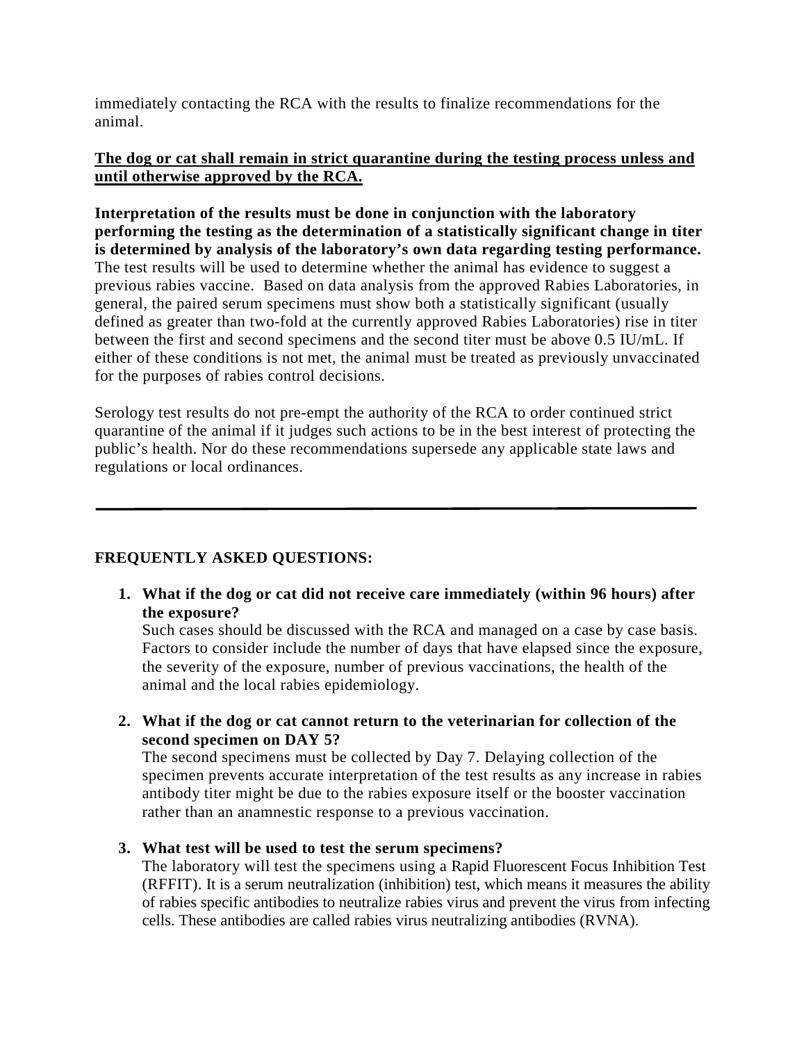immediately contacting the RCA with the results to finalize recommendations for the animal.

**<u>The dog or cat shall remain in strict quarantine during the testing process unless and until otherwise approved by the RCA.</u>**

**Interpretation of the results must be done in conjunction with the laboratory performing the testing as the determination of a statistically significant change in titer is determined by analysis of the laboratory's own data regarding testing performance.** The test results will be used to determine whether the animal has evidence to suggest a previous rabies vaccine. Based on data analysis from the approved Rabies Laboratories, in general, the paired serum specimens must show both a statistically significant (usually defined as greater than two-fold at the currently approved Rabies Laboratories) rise in titer between the first and second specimens and the second titer must be above 0.5 IU/mL. If either of these conditions is not met, the animal must be treated as previously unvaccinated for the purposes of rabies control decisions.

Serology test results do not pre-empt the authority of the RCA to order continued strict quarantine of the animal if it judges such actions to be in the best interest of protecting the public's health. Nor do these recommendations supersede any applicable state laws and regulations or local ordinances.

---

**FREQUENTLY ASKED QUESTIONS:**

1. **What if the dog or cat did not receive care immediately (within 96 hours) after the exposure?**
   Such cases should be discussed with the RCA and managed on a case by case basis. Factors to consider include the number of days that have elapsed since the exposure, the severity of the exposure, number of previous vaccinations, the health of the animal and the local rabies epidemiology.

2. **What if the dog or cat cannot return to the veterinarian for collection of the second specimen on DAY 5?**
   The second specimens must be collected by Day 7. Delaying collection of the specimen prevents accurate interpretation of the test results as any increase in rabies antibody titer might be due to the rabies exposure itself or the booster vaccination rather than an anamnestic response to a previous vaccination.

3. **What test will be used to test the serum specimens?**
   The laboratory will test the specimens using a Rapid Fluorescent Focus Inhibition Test (RFFIT). It is a serum neutralization (inhibition) test, which means it measures the ability of rabies specific antibodies to neutralize rabies virus and prevent the virus from infecting cells. These antibodies are called rabies virus neutralizing antibodies (RVNA).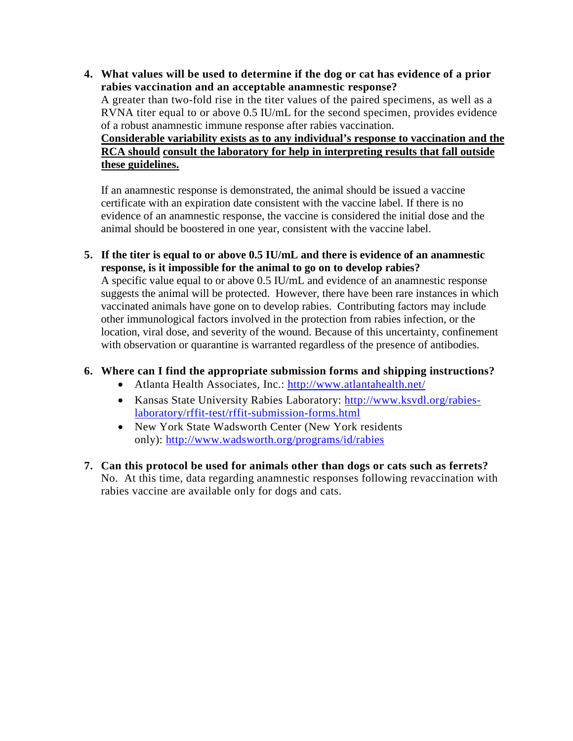4. **What values will be used to determine if the dog or cat has evidence of a prior rabies vaccination and an acceptable anamnestic response?**
   A greater than two-fold rise in the titer values of the paired specimens, as well as a RVNA titer equal to or above 0.5 IU/mL for the second specimen, provides evidence of a robust anamnestic immune response after rabies vaccination.
   **<u>Considerable variability exists as to any individual's response to vaccination and the RCA should consult the laboratory for help in interpreting results that fall outside these guidelines.</u>**

   If an anamnestic response is demonstrated, the animal should be issued a vaccine certificate with an expiration date consistent with the vaccine label. If there is no evidence of an anamnestic response, the vaccine is considered the initial dose and the animal should be boostered in one year, consistent with the vaccine label.

5. **If the titer is equal to or above 0.5 IU/mL and there is evidence of an anamnestic response, is it impossible for the animal to go on to develop rabies?**
   A specific value equal to or above 0.5 IU/mL and evidence of an anamnestic response suggests the animal will be protected. However, there have been rare instances in which vaccinated animals have gone on to develop rabies. Contributing factors may include other immunological factors involved in the protection from rabies infection, or the location, viral dose, and severity of the wound. Because of this uncertainty, confinement with observation or quarantine is warranted regardless of the presence of antibodies.

6. **Where can I find the appropriate submission forms and shipping instructions?**
   - Atlanta Health Associates, Inc.: [http://www.atlantahealth.net/](http://www.atlantahealth.net/)
   - Kansas State University Rabies Laboratory: [http://www.ksvdl.org/rabies-laboratory/rffit-test/rffit-submission-forms.html](http://www.ksvdl.org/rabies-laboratory/rffit-test/rffit-submission-forms.html)
   - New York State Wadsworth Center (New York residents only): [http://www.wadsworth.org/programs/id/rabies](http://www.wadsworth.org/programs/id/rabies)

7. **Can this protocol be used for animals other than dogs or cats such as ferrets?**
   No. At this time, data regarding anamnestic responses following revaccination with rabies vaccine are available only for dogs and cats.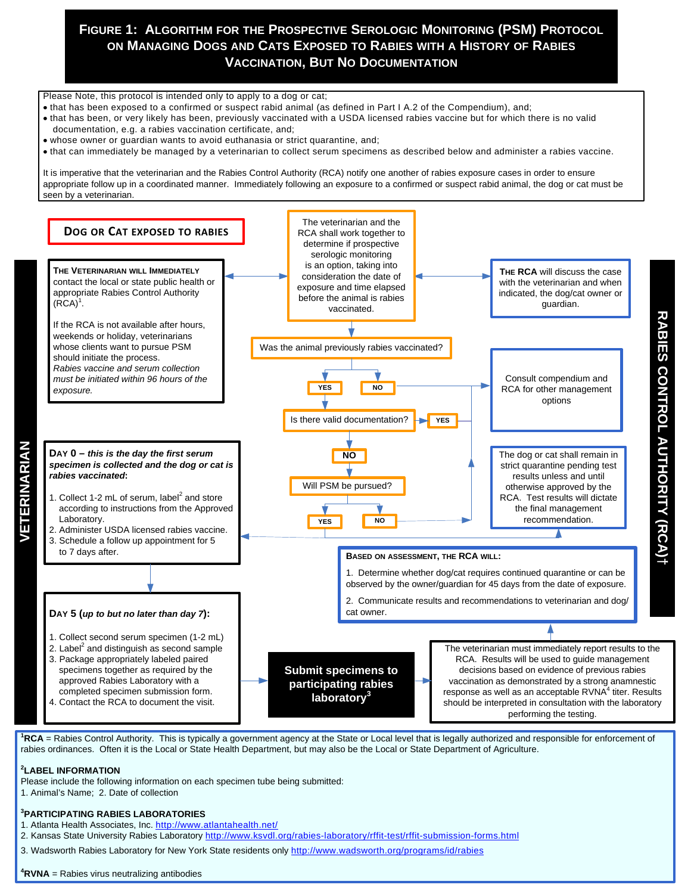# Figure 1: Algorithm for the Prospective Serologic Monitoring (PSM) Protocol on Managing Dogs and Cats Exposed to Rabies with a History of Rabies Vaccination, But No Documentation

Please Note, this protocol is intended only to apply to a dog or cat;

- that has been exposed to a confirmed or suspect rabid animal (as defined in Part I A.2 of the Compendium), and;
- that has been, or very likely has been, previously vaccinated with a USDA licensed rabies vaccine but for which there is no valid documentation, e.g. a rabies vaccination certificate, and;
- whose owner or guardian wants to avoid euthanasia or strict quarantine, and;
- that can immediately be managed by a veterinarian to collect serum specimens as described below and administer a rabies vaccine.

It is imperative that the veterinarian and the Rabies Control Authority (RCA) notify one another of rabies exposure cases in order to ensure appropriate follow up in a coordinated manner. Immediately following an exposure to a confirmed or suspect rabid animal, the dog or cat must be seen by a veterinarian.

**Dog or Cat exposed to rabies**

**VETERINARIAN**

**The Veterinarian will immediately** contact the local or state public health or appropriate Rabies Control Authority (RCA)[1].

If the RCA is not available after hours, weekends or holiday, veterinarians whose clients want to pursue PSM should initiate the process. *Rabies vaccine and serum collection must be initiated within 96 hours of the exposure.*

The veterinarian and the RCA shall work together to determine if prospective serologic monitoring is an option, taking into consideration the date of exposure and time elapsed before the animal is rabies vaccinated.

**RABIES CONTROL AUTHORITY (RCA)†**

**The RCA** will discuss the case with the veterinarian and when indicated, the dog/cat owner or guardian.

Was the animal previously rabies vaccinated?

- YES → Is there valid documentation?
  - YES → Consult compendium and RCA for other management options
  - NO → Will PSM be pursued?
    - YES → Day 0
    - NO → Consult compendium and RCA for other management options
- NO → Consult compendium and RCA for other management options

The dog or cat shall remain in strict quarantine pending test results and unless and until otherwise approved by the RCA. Test results will dictate the final management recommendation.

**Day 0 – *this is the day the first serum specimen is collected and the dog or cat is rabies vaccinated*:**

1. Collect 1-2 mL of serum, label[2] and store according to instructions from the Approved Laboratory.
2. Administer USDA licensed rabies vaccine.
3. Schedule a follow up appointment for 5 to 7 days after.

**Day 5 (*up to but no later than day 7*):**

1. Collect second serum specimen (1-2 mL)
2. Label[2] and distinguish as second sample
3. Package appropriately labeled paired specimens together as required by the approved Rabies Laboratory with a completed specimen submission form.
4. Contact the RCA to document the visit.

**Submit specimens to participating rabies laboratory[3]**

The veterinarian must immediately report results to the RCA. Results will be used to guide management decisions based on evidence of previous rabies vaccination as demonstrated by a strong anamnestic response as well as an acceptable RVNA[4] titer. Results should be interpreted in consultation with the laboratory performing the testing.

**Based on assessment, the RCA will:**

1. Determine whether dog/cat requires continued quarantine or can be observed by the owner/guardian for 45 days from the date of exposure.
2. Communicate results and recommendations to veterinarian and dog/cat owner.

[1]**RCA** = Rabies Control Authority. This is typically a government agency at the State or Local level that is legally authorized and responsible for enforcement of rabies ordinances. Often it is the Local or State Health Department, but may also be the Local or State Department of Agriculture.

[2]**LABEL INFORMATION**
Please include the following information on each specimen tube being submitted:
1. Animal's Name; 2. Date of collection

[3]**PARTICIPATING RABIES LABORATORIES**
1. Atlanta Health Associates, Inc. http://www.atlantahealth.net/
2. Kansas State University Rabies Laboratory http://www.ksvdl.org/rabies-laboratory/rffit-test/rffit-submission-forms.html
3. Wadsworth Rabies Laboratory for New York State residents only http://www.wadsworth.org/programs/id/rabies

[4]**RVNA** = Rabies virus neutralizing antibodies